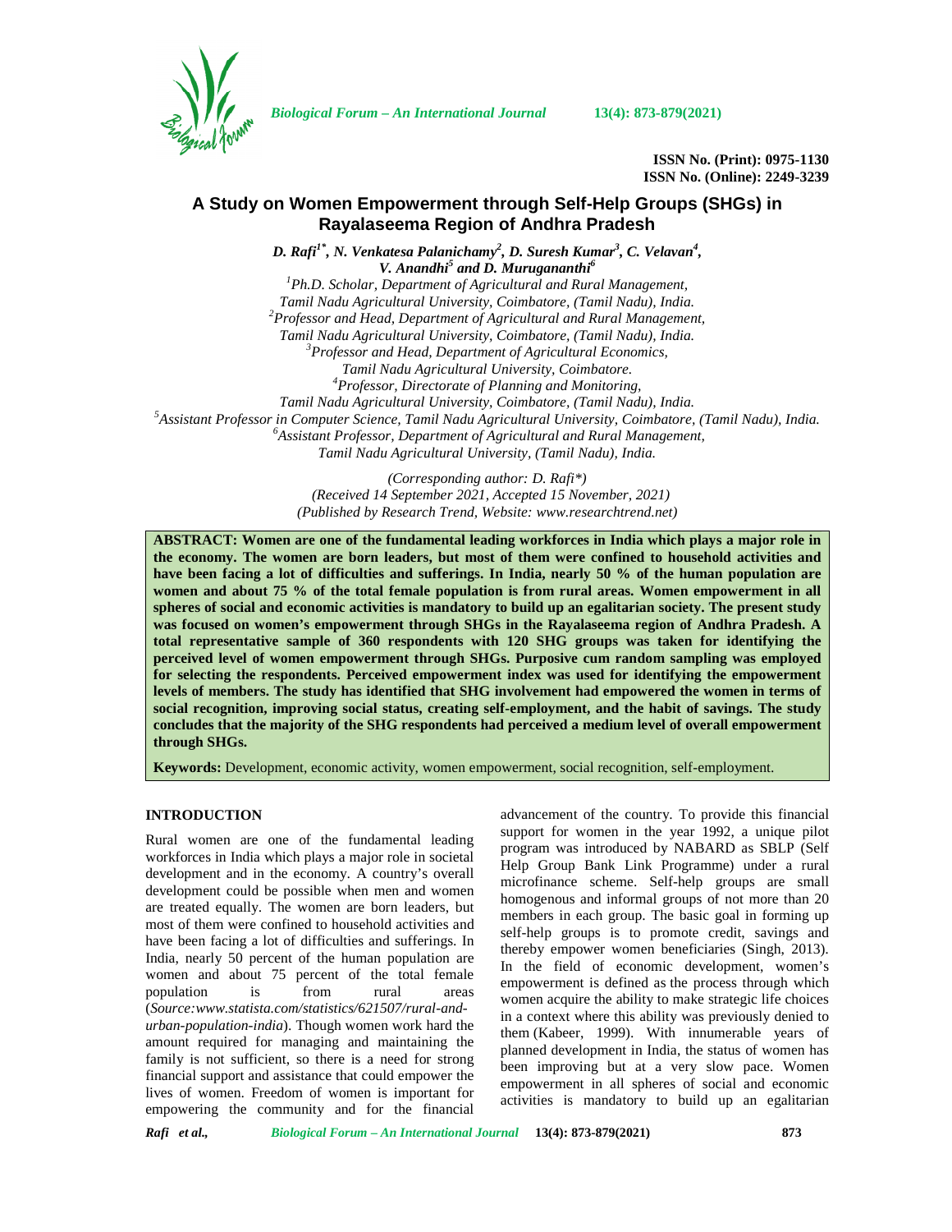ISSN No. (Print): 0975-1130
ISSN No. (Online): 2249-3239

# A Study on Women Empowerment through Self-Help Groups (SHGs) in Rayalaseema Region of Andhra Pradesh

*D. Rafi[1*], N. Venkatesa Palanichamy[2], D. Suresh Kumar[3], C. Velavan[4], V. Anandhi[5] and D. Murugananthi[6]*

[1]*Ph.D. Scholar, Department of Agricultural and Rural Management, Tamil Nadu Agricultural University, Coimbatore, (Tamil Nadu), India.*
[2]*Professor and Head, Department of Agricultural and Rural Management, Tamil Nadu Agricultural University, Coimbatore, (Tamil Nadu), India.*
[3]*Professor and Head, Department of Agricultural Economics, Tamil Nadu Agricultural University, Coimbatore.*
[4]*Professor, Directorate of Planning and Monitoring, Tamil Nadu Agricultural University, Coimbatore, (Tamil Nadu), India.*
[5]*Assistant Professor in Computer Science, Tamil Nadu Agricultural University, Coimbatore, (Tamil Nadu), India.*
[6]*Assistant Professor, Department of Agricultural and Rural Management, Tamil Nadu Agricultural University, (Tamil Nadu), India.*

*(Corresponding author: D. Rafi\*)*
*(Received 14 September 2021, Accepted 15 November, 2021)*
*(Published by Research Trend, Website: www.researchtrend.net)*

**ABSTRACT: Women are one of the fundamental leading workforces in India which plays a major role in the economy. The women are born leaders, but most of them were confined to household activities and have been facing a lot of difficulties and sufferings. In India, nearly 50 % of the human population are women and about 75 % of the total female population is from rural areas. Women empowerment in all spheres of social and economic activities is mandatory to build up an egalitarian society. The present study was focused on women's empowerment through SHGs in the Rayalaseema region of Andhra Pradesh. A total representative sample of 360 respondents with 120 SHG groups was taken for identifying the perceived level of women empowerment through SHGs. Purposive cum random sampling was employed for selecting the respondents. Perceived empowerment index was used for identifying the empowerment levels of members. The study has identified that SHG involvement had empowered the women in terms of social recognition, improving social status, creating self-employment, and the habit of savings. The study concludes that the majority of the SHG respondents had perceived a medium level of overall empowerment through SHGs.**

**Keywords:** Development, economic activity, women empowerment, social recognition, self-employment.

## INTRODUCTION

Rural women are one of the fundamental leading workforces in India which plays a major role in societal development and in the economy. A country's overall development could be possible when men and women are treated equally. The women are born leaders, but most of them were confined to household activities and have been facing a lot of difficulties and sufferings. In India, nearly 50 percent of the human population are women and about 75 percent of the total female population is from rural areas (*Source:www.statista.com/statistics/621507/rural-and-urban-population-india*). Though women work hard the amount required for managing and maintaining the family is not sufficient, so there is a need for strong financial support and assistance that could empower the lives of women. Freedom of women is important for empowering the community and for the financial advancement of the country. To provide this financial support for women in the year 1992, a unique pilot program was introduced by NABARD as SBLP (Self Help Group Bank Link Programme) under a rural microfinance scheme. Self-help groups are small homogenous and informal groups of not more than 20 members in each group. The basic goal in forming up self-help groups is to promote credit, savings and thereby empower women beneficiaries (Singh, 2013). In the field of economic development, women's empowerment is defined as the process through which women acquire the ability to make strategic life choices in a context where this ability was previously denied to them (Kabeer, 1999). With innumerable years of planned development in India, the status of women has been improving but at a very slow pace. Women empowerment in all spheres of social and economic activities is mandatory to build up an egalitarian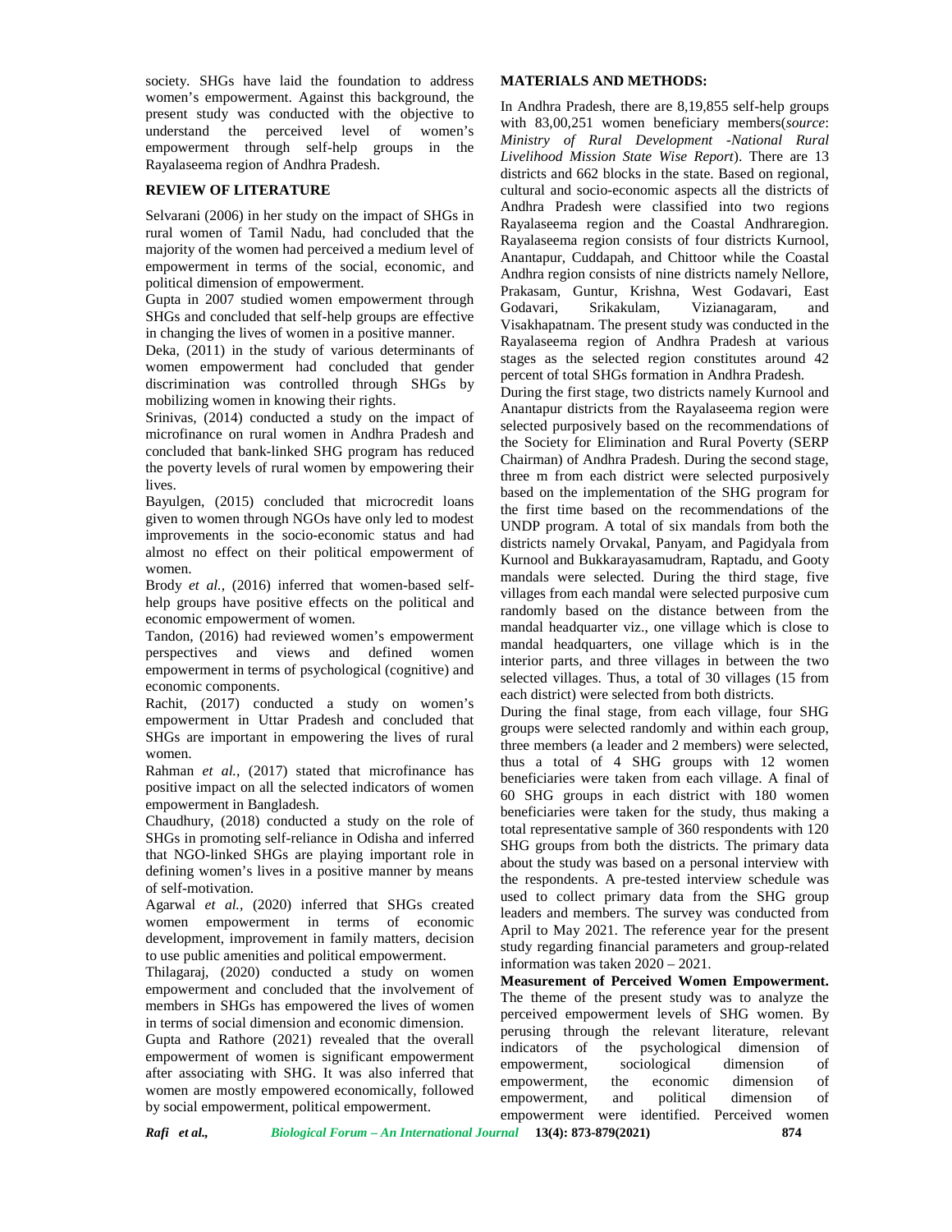society. SHGs have laid the foundation to address women's empowerment. Against this background, the present study was conducted with the objective to understand the perceived level of women's empowerment through self-help groups in the Rayalaseema region of Andhra Pradesh.

## REVIEW OF LITERATURE

Selvarani (2006) in her study on the impact of SHGs in rural women of Tamil Nadu, had concluded that the majority of the women had perceived a medium level of empowerment in terms of the social, economic, and political dimension of empowerment.

Gupta in 2007 studied women empowerment through SHGs and concluded that self-help groups are effective in changing the lives of women in a positive manner.

Deka, (2011) in the study of various determinants of women empowerment had concluded that gender discrimination was controlled through SHGs by mobilizing women in knowing their rights.

Srinivas, (2014) conducted a study on the impact of microfinance on rural women in Andhra Pradesh and concluded that bank-linked SHG program has reduced the poverty levels of rural women by empowering their lives.

Bayulgen, (2015) concluded that microcredit loans given to women through NGOs have only led to modest improvements in the socio-economic status and had almost no effect on their political empowerment of women.

Brody *et al.,* (2016) inferred that women-based self-help groups have positive effects on the political and economic empowerment of women.

Tandon, (2016) had reviewed women's empowerment perspectives and views and defined women empowerment in terms of psychological (cognitive) and economic components.

Rachit, (2017) conducted a study on women's empowerment in Uttar Pradesh and concluded that SHGs are important in empowering the lives of rural women.

Rahman *et al.,* (2017) stated that microfinance has positive impact on all the selected indicators of women empowerment in Bangladesh.

Chaudhury, (2018) conducted a study on the role of SHGs in promoting self-reliance in Odisha and inferred that NGO-linked SHGs are playing important role in defining women's lives in a positive manner by means of self-motivation.

Agarwal *et al.,* (2020) inferred that SHGs created women empowerment in terms of economic development, improvement in family matters, decision to use public amenities and political empowerment.

Thilagaraj, (2020) conducted a study on women empowerment and concluded that the involvement of members in SHGs has empowered the lives of women in terms of social dimension and economic dimension.

Gupta and Rathore (2021) revealed that the overall empowerment of women is significant empowerment after associating with SHG. It was also inferred that women are mostly empowered economically, followed by social empowerment, political empowerment.

## MATERIALS AND METHODS:

In Andhra Pradesh, there are 8,19,855 self-help groups with 83,00,251 women beneficiary members(*source*: *Ministry of Rural Development -National Rural Livelihood Mission State Wise Report*). There are 13 districts and 662 blocks in the state. Based on regional, cultural and socio-economic aspects all the districts of Andhra Pradesh were classified into two regions Rayalaseema region and the Coastal Andhraregion. Rayalaseema region consists of four districts Kurnool, Anantapur, Cuddapah, and Chittoor while the Coastal Andhra region consists of nine districts namely Nellore, Prakasam, Guntur, Krishna, West Godavari, East Godavari, Srikakulam, Vizianagaram, and Visakhapatnam. The present study was conducted in the Rayalaseema region of Andhra Pradesh at various stages as the selected region constitutes around 42 percent of total SHGs formation in Andhra Pradesh.

During the first stage, two districts namely Kurnool and Anantapur districts from the Rayalaseema region were selected purposively based on the recommendations of the Society for Elimination and Rural Poverty (SERP Chairman) of Andhra Pradesh. During the second stage, three m from each district were selected purposively based on the implementation of the SHG program for the first time based on the recommendations of the UNDP program. A total of six mandals from both the districts namely Orvakal, Panyam, and Pagidyala from Kurnool and Bukkarayasamudram, Raptadu, and Gooty mandals were selected. During the third stage, five villages from each mandal were selected purposive cum randomly based on the distance between from the mandal headquarter viz., one village which is close to mandal headquarters, one village which is in the interior parts, and three villages in between the two selected villages. Thus, a total of 30 villages (15 from each district) were selected from both districts.

During the final stage, from each village, four SHG groups were selected randomly and within each group, three members (a leader and 2 members) were selected, thus a total of 4 SHG groups with 12 women beneficiaries were taken from each village. A final of 60 SHG groups in each district with 180 women beneficiaries were taken for the study, thus making a total representative sample of 360 respondents with 120 SHG groups from both the districts. The primary data about the study was based on a personal interview with the respondents. A pre-tested interview schedule was used to collect primary data from the SHG group leaders and members. The survey was conducted from April to May 2021. The reference year for the present study regarding financial parameters and group-related information was taken 2020 – 2021.

**Measurement of Perceived Women Empowerment.** The theme of the present study was to analyze the perceived empowerment levels of SHG women. By perusing through the relevant literature, relevant indicators of the psychological dimension of empowerment, sociological dimension of empowerment, the economic dimension of empowerment, and political dimension of empowerment were identified. Perceived women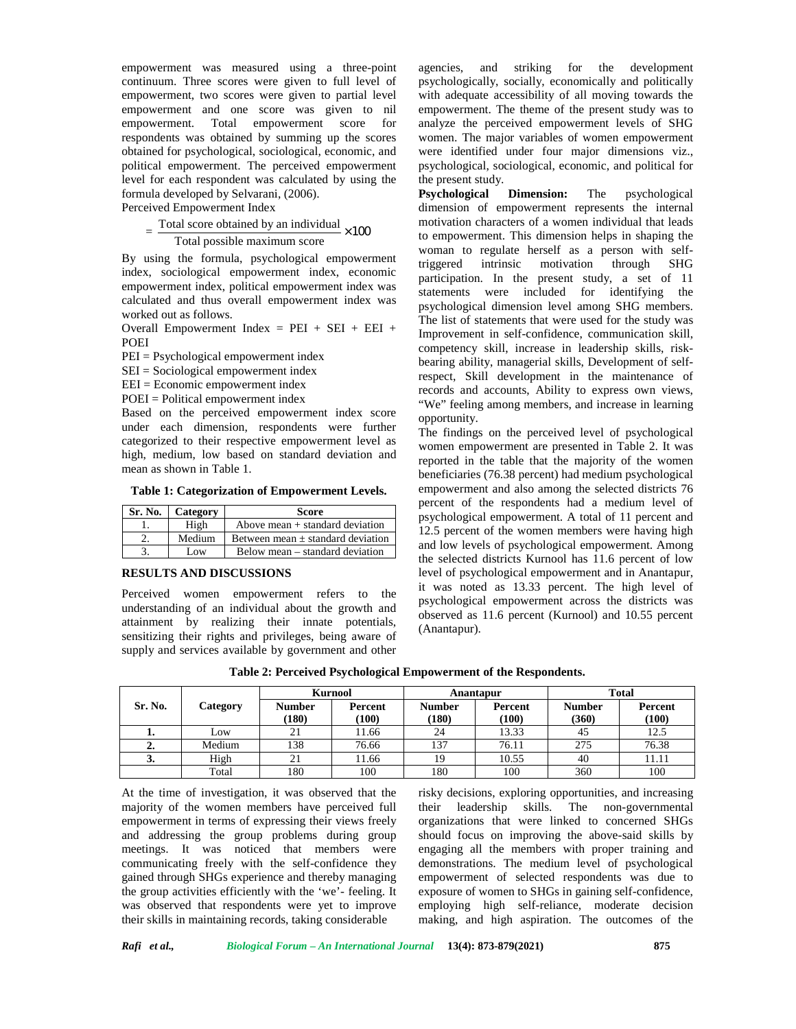empowerment was measured using a three-point continuum. Three scores were given to full level of empowerment, two scores were given to partial level empowerment and one score was given to nil empowerment. Total empowerment score for respondents was obtained by summing up the scores obtained for psychological, sociological, economic, and political empowerment. The perceived empowerment level for each respondent was calculated by using the formula developed by Selvarani, (2006).

Perceived Empowerment Index

$$= \frac{\text{Total score obtained by an individual}}{\text{Total possible maximum score}} \times 100$$

By using the formula, psychological empowerment index, sociological empowerment index, economic empowerment index, political empowerment index was calculated and thus overall empowerment index was worked out as follows.

Overall Empowerment Index = PEI + SEI + EEI + POEI

PEI = Psychological empowerment index

SEI = Sociological empowerment index

EEI = Economic empowerment index

POEI = Political empowerment index

Based on the perceived empowerment index score under each dimension, respondents were further categorized to their respective empowerment level as high, medium, low based on standard deviation and mean as shown in Table 1.

**Table 1: Categorization of Empowerment Levels.**

| Sr. No. | Category | Score |
|---|---|---|
| 1. | High | Above mean + standard deviation |
| 2. | Medium | Between mean ± standard deviation |
| 3. | Low | Below mean – standard deviation |

## RESULTS AND DISCUSSIONS

Perceived women empowerment refers to the understanding of an individual about the growth and attainment by realizing their innate potentials, sensitizing their rights and privileges, being aware of supply and services available by government and other agencies, and striking for the development psychologically, socially, economically and politically with adequate accessibility of all moving towards the empowerment. The theme of the present study was to analyze the perceived empowerment levels of SHG women. The major variables of women empowerment were identified under four major dimensions viz., psychological, sociological, economic, and political for the present study.

**Psychological Dimension:** The psychological dimension of empowerment represents the internal motivation characters of a women individual that leads to empowerment. This dimension helps in shaping the woman to regulate herself as a person with self-triggered intrinsic motivation through SHG participation. In the present study, a set of 11 statements were included for identifying the psychological dimension level among SHG members. The list of statements that were used for the study was Improvement in self-confidence, communication skill, competency skill, increase in leadership skills, risk-bearing ability, managerial skills, Development of self-respect, Skill development in the maintenance of records and accounts, Ability to express own views, "We" feeling among members, and increase in learning opportunity.

The findings on the perceived level of psychological women empowerment are presented in Table 2. It was reported in the table that the majority of the women beneficiaries (76.38 percent) had medium psychological empowerment and also among the selected districts 76 percent of the respondents had a medium level of psychological empowerment. A total of 11 percent and 12.5 percent of the women members were having high and low levels of psychological empowerment. Among the selected districts Kurnool has 11.6 percent of low level of psychological empowerment and in Anantapur, it was noted as 13.33 percent. The high level of psychological empowerment across the districts was observed as 11.6 percent (Kurnool) and 10.55 percent (Anantapur).

**Table 2: Perceived Psychological Empowerment of the Respondents.**

| Sr. No. | Category | Kurnool | | Anantapur | | Total | |
|---|---|---|---|---|---|---|---|
| | | Number (180) | Percent (100) | Number (180) | Percent (100) | Number (360) | Percent (100) |
| 1. | Low | 21 | 11.66 | 24 | 13.33 | 45 | 12.5 |
| 2. | Medium | 138 | 76.66 | 137 | 76.11 | 275 | 76.38 |
| 3. | High | 21 | 11.66 | 19 | 10.55 | 40 | 11.11 |
| | Total | 180 | 100 | 180 | 100 | 360 | 100 |

At the time of investigation, it was observed that the majority of the women members have perceived full empowerment in terms of expressing their views freely and addressing the group problems during group meetings. It was noticed that members were communicating freely with the self-confidence they gained through SHGs experience and thereby managing the group activities efficiently with the 'we'- feeling. It was observed that respondents were yet to improve their skills in maintaining records, taking considerable risky decisions, exploring opportunities, and increasing their leadership skills. The non-governmental organizations that were linked to concerned SHGs should focus on improving the above-said skills by engaging all the members with proper training and demonstrations. The medium level of psychological empowerment of selected respondents was due to exposure of women to SHGs in gaining self-confidence, employing high self-reliance, moderate decision making, and high aspiration. The outcomes of the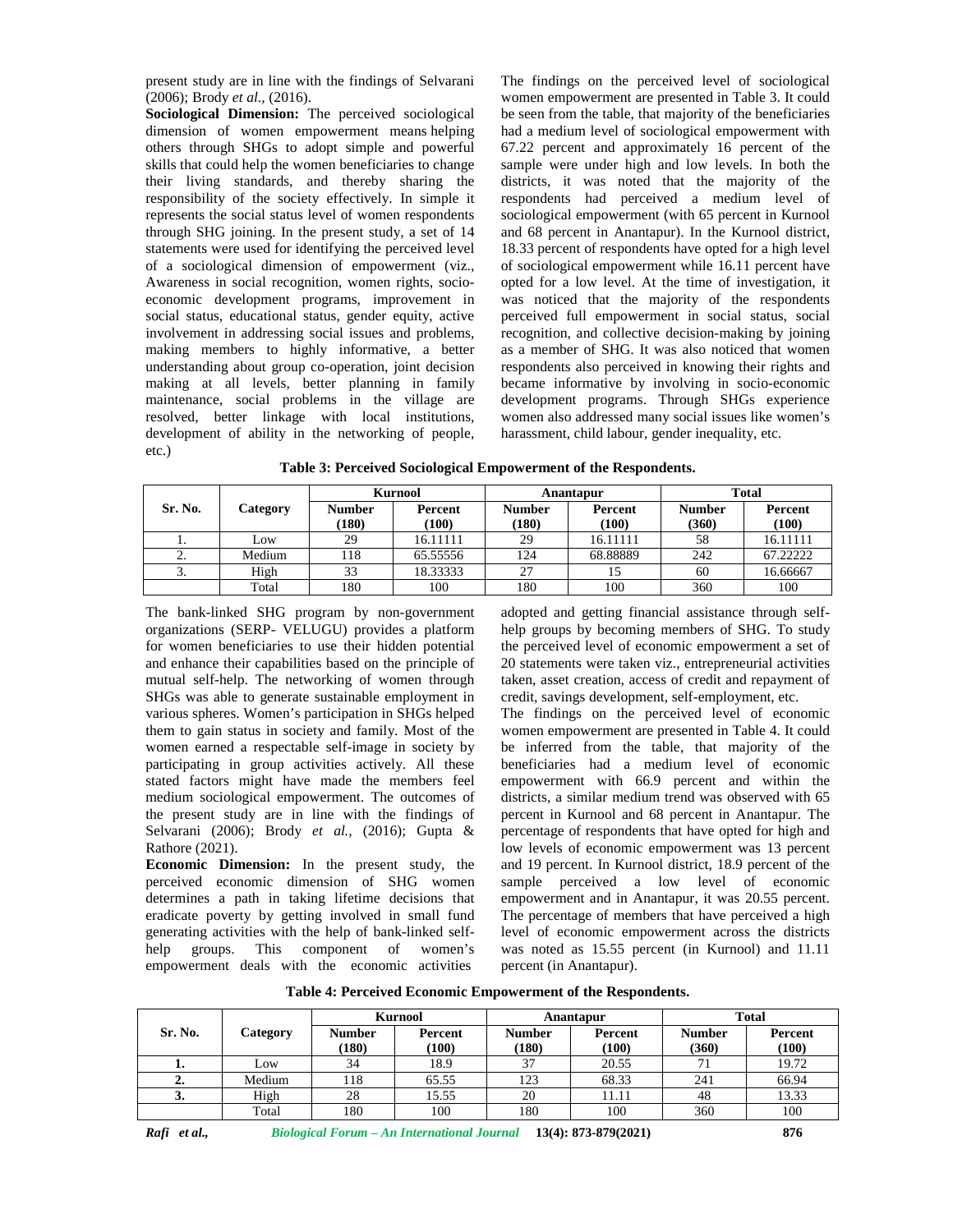present study are in line with the findings of Selvarani (2006); Brody *et al.,* (2016).

**Sociological Dimension:** The perceived sociological dimension of women empowerment means helping others through SHGs to adopt simple and powerful skills that could help the women beneficiaries to change their living standards, and thereby sharing the responsibility of the society effectively. In simple it represents the social status level of women respondents through SHG joining. In the present study, a set of 14 statements were used for identifying the perceived level of a sociological dimension of empowerment (viz., Awareness in social recognition, women rights, socio-economic development programs, improvement in social status, educational status, gender equity, active involvement in addressing social issues and problems, making members to highly informative, a better understanding about group co-operation, joint decision making at all levels, better planning in family maintenance, social problems in the village are resolved, better linkage with local institutions, development of ability in the networking of people, etc.)

The findings on the perceived level of sociological women empowerment are presented in Table 3. It could be seen from the table, that majority of the beneficiaries had a medium level of sociological empowerment with 67.22 percent and approximately 16 percent of the sample were under high and low levels. In both the districts, it was noted that the majority of the respondents had perceived a medium level of sociological empowerment (with 65 percent in Kurnool and 68 percent in Anantapur). In the Kurnool district, 18.33 percent of respondents have opted for a high level of sociological empowerment while 16.11 percent have opted for a low level. At the time of investigation, it was noticed that the majority of the respondents perceived full empowerment in social status, social recognition, and collective decision-making by joining as a member of SHG. It was also noticed that women respondents also perceived in knowing their rights and became informative by involving in socio-economic development programs. Through SHGs experience women also addressed many social issues like women's harassment, child labour, gender inequality, etc.

**Table 3: Perceived Sociological Empowerment of the Respondents.**

| Sr. No. | Category | Kurnool | | Anantapur | | Total | |
|---|---|---|---|---|---|---|---|
| | | Number (180) | Percent (100) | Number (180) | Percent (100) | Number (360) | Percent (100) |
| 1. | Low | 29 | 16.11111 | 29 | 16.11111 | 58 | 16.11111 |
| 2. | Medium | 118 | 65.55556 | 124 | 68.88889 | 242 | 67.22222 |
| 3. | High | 33 | 18.33333 | 27 | 15 | 60 | 16.66667 |
| | Total | 180 | 100 | 180 | 100 | 360 | 100 |

The bank-linked SHG program by non-government organizations (SERP- VELUGU) provides a platform for women beneficiaries to use their hidden potential and enhance their capabilities based on the principle of mutual self-help. The networking of women through SHGs was able to generate sustainable employment in various spheres. Women's participation in SHGs helped them to gain status in society and family. Most of the women earned a respectable self-image in society by participating in group activities actively. All these stated factors might have made the members feel medium sociological empowerment. The outcomes of the present study are in line with the findings of Selvarani (2006); Brody *et al.,* (2016); Gupta & Rathore (2021).

**Economic Dimension:** In the present study, the perceived economic dimension of SHG women determines a path in taking lifetime decisions that eradicate poverty by getting involved in small fund generating activities with the help of bank-linked self-help groups. This component of women's empowerment deals with the economic activities adopted and getting financial assistance through self-help groups by becoming members of SHG. To study the perceived level of economic empowerment a set of 20 statements were taken viz., entrepreneurial activities taken, asset creation, access of credit and repayment of credit, savings development, self-employment, etc.

The findings on the perceived level of economic women empowerment are presented in Table 4. It could be inferred from the table, that majority of the beneficiaries had a medium level of economic empowerment with 66.9 percent and within the districts, a similar medium trend was observed with 65 percent in Kurnool and 68 percent in Anantapur. The percentage of respondents that have opted for high and low levels of economic empowerment was 13 percent and 19 percent. In Kurnool district, 18.9 percent of the sample perceived a low level of economic empowerment and in Anantapur, it was 20.55 percent. The percentage of members that have perceived a high level of economic empowerment across the districts was noted as 15.55 percent (in Kurnool) and 11.11 percent (in Anantapur).

**Table 4: Perceived Economic Empowerment of the Respondents.**

| Sr. No. | Category | Kurnool | | Anantapur | | Total | |
|---|---|---|---|---|---|---|---|
| | | Number (180) | Percent (100) | Number (180) | Percent (100) | Number (360) | Percent (100) |
| 1. | Low | 34 | 18.9 | 37 | 20.55 | 71 | 19.72 |
| 2. | Medium | 118 | 65.55 | 123 | 68.33 | 241 | 66.94 |
| 3. | High | 28 | 15.55 | 20 | 11.11 | 48 | 13.33 |
| | Total | 180 | 100 | 180 | 100 | 360 | 100 |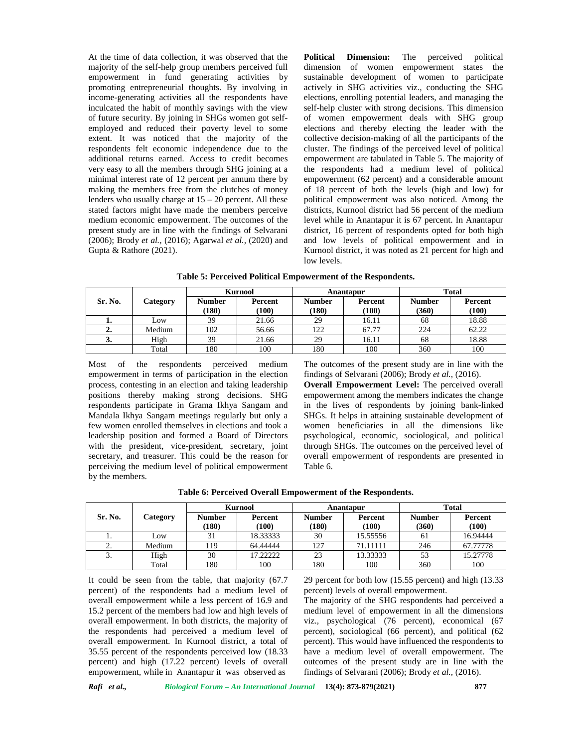At the time of data collection, it was observed that the majority of the self-help group members perceived full empowerment in fund generating activities by promoting entrepreneurial thoughts. By involving in income-generating activities all the respondents have inculcated the habit of monthly savings with the view of future security. By joining in SHGs women got self-employed and reduced their poverty level to some extent. It was noticed that the majority of the respondents felt economic independence due to the additional returns earned. Access to credit becomes very easy to all the members through SHG joining at a minimal interest rate of 12 percent per annum there by making the members free from the clutches of money lenders who usually charge at 15 – 20 percent. All these stated factors might have made the members perceive medium economic empowerment. The outcomes of the present study are in line with the findings of Selvarani (2006); Brody *et al.,* (2016); Agarwal *et al.,* (2020) and Gupta & Rathore (2021).

**Political Dimension:** The perceived political dimension of women empowerment states the sustainable development of women to participate actively in SHG activities viz., conducting the SHG elections, enrolling potential leaders, and managing the self-help cluster with strong decisions. This dimension of women empowerment deals with SHG group elections and thereby electing the leader with the collective decision-making of all the participants of the cluster. The findings of the perceived level of political empowerment are tabulated in Table 5. The majority of the respondents had a medium level of political empowerment (62 percent) and a considerable amount of 18 percent of both the levels (high and low) for political empowerment was also noticed. Among the districts, Kurnool district had 56 percent of the medium level while in Anantapur it is 67 percent. In Anantapur district, 16 percent of respondents opted for both high and low levels of political empowerment and in Kurnool district, it was noted as 21 percent for high and low levels.

**Table 5: Perceived Political Empowerment of the Respondents.**

| Sr. No. | Category | Kurnool | | Anantapur | | Total | |
|---|---|---|---|---|---|---|---|
| | | Number (180) | Percent (100) | Number (180) | Percent (100) | Number (360) | Percent (100) |
| 1. | Low | 39 | 21.66 | 29 | 16.11 | 68 | 18.88 |
| 2. | Medium | 102 | 56.66 | 122 | 67.77 | 224 | 62.22 |
| 3. | High | 39 | 21.66 | 29 | 16.11 | 68 | 18.88 |
| | Total | 180 | 100 | 180 | 100 | 360 | 100 |

Most of the respondents perceived medium empowerment in terms of participation in the election process, contesting in an election and taking leadership positions thereby making strong decisions. SHG respondents participate in Grama Ikhya Sangam and Mandala Ikhya Sangam meetings regularly but only a few women enrolled themselves in elections and took a leadership position and formed a Board of Directors with the president, vice-president, secretary, joint secretary, and treasurer. This could be the reason for perceiving the medium level of political empowerment by the members.

The outcomes of the present study are in line with the findings of Selvarani (2006); Brody *et al.,* (2016).

**Overall Empowerment Level:** The perceived overall empowerment among the members indicates the change in the lives of respondents by joining bank-linked SHGs. It helps in attaining sustainable development of women beneficiaries in all the dimensions like psychological, economic, sociological, and political through SHGs. The outcomes on the perceived level of overall empowerment of respondents are presented in Table 6.

**Table 6: Perceived Overall Empowerment of the Respondents.**

| Sr. No. | Category | Kurnool | | Anantapur | | Total | |
|---|---|---|---|---|---|---|---|
| | | Number (180) | Percent (100) | Number (180) | Percent (100) | Number (360) | Percent (100) |
| 1. | Low | 31 | 18.33333 | 30 | 15.55556 | 61 | 16.94444 |
| 2. | Medium | 119 | 64.44444 | 127 | 71.11111 | 246 | 67.77778 |
| 3. | High | 30 | 17.22222 | 23 | 13.33333 | 53 | 15.27778 |
| | Total | 180 | 100 | 180 | 100 | 360 | 100 |

It could be seen from the table, that majority (67.7 percent) of the respondents had a medium level of overall empowerment while a less percent of 16.9 and 15.2 percent of the members had low and high levels of overall empowerment. In both districts, the majority of the respondents had perceived a medium level of overall empowerment. In Kurnool district, a total of 35.55 percent of the respondents perceived low (18.33 percent) and high (17.22 percent) levels of overall empowerment, while in Anantapur it was observed as 29 percent for both low (15.55 percent) and high (13.33 percent) levels of overall empowerment.

The majority of the SHG respondents had perceived a medium level of empowerment in all the dimensions viz., psychological (76 percent), economical (67 percent), sociological (66 percent), and political (62 percent). This would have influenced the respondents to have a medium level of overall empowerment. The outcomes of the present study are in line with the findings of Selvarani (2006); Brody *et al.,* (2016).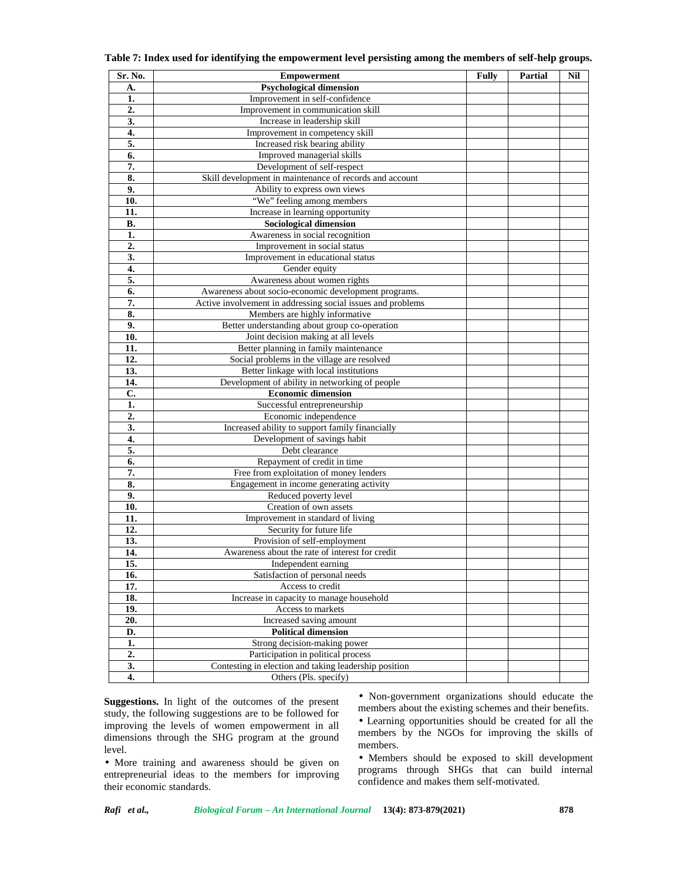**Table 7: Index used for identifying the empowerment level persisting among the members of self-help groups.**

| Sr. No. | Empowerment | Fully | Partial | Nil |
|---|---|---|---|---|
| **A.** | **Psychological dimension** | | | |
| **1.** | Improvement in self-confidence | | | |
| **2.** | Improvement in communication skill | | | |
| **3.** | Increase in leadership skill | | | |
| **4.** | Improvement in competency skill | | | |
| **5.** | Increased risk bearing ability | | | |
| **6.** | Improved managerial skills | | | |
| **7.** | Development of self-respect | | | |
| **8.** | Skill development in maintenance of records and account | | | |
| **9.** | Ability to express own views | | | |
| **10.** | "We" feeling among members | | | |
| **11.** | Increase in learning opportunity | | | |
| **B.** | **Sociological dimension** | | | |
| **1.** | Awareness in social recognition | | | |
| **2.** | Improvement in social status | | | |
| **3.** | Improvement in educational status | | | |
| **4.** | Gender equity | | | |
| **5.** | Awareness about women rights | | | |
| **6.** | Awareness about socio-economic development programs. | | | |
| **7.** | Active involvement in addressing social issues and problems | | | |
| **8.** | Members are highly informative | | | |
| **9.** | Better understanding about group co-operation | | | |
| **10.** | Joint decision making at all levels | | | |
| **11.** | Better planning in family maintenance | | | |
| **12.** | Social problems in the village are resolved | | | |
| **13.** | Better linkage with local institutions | | | |
| **14.** | Development of ability in networking of people | | | |
| **C.** | **Economic dimension** | | | |
| **1.** | Successful entrepreneurship | | | |
| **2.** | Economic independence | | | |
| **3.** | Increased ability to support family financially | | | |
| **4.** | Development of savings habit | | | |
| **5.** | Debt clearance | | | |
| **6.** | Repayment of credit in time | | | |
| **7.** | Free from exploitation of money lenders | | | |
| **8.** | Engagement in income generating activity | | | |
| **9.** | Reduced poverty level | | | |
| **10.** | Creation of own assets | | | |
| **11.** | Improvement in standard of living | | | |
| **12.** | Security for future life | | | |
| **13.** | Provision of self-employment | | | |
| **14.** | Awareness about the rate of interest for credit | | | |
| **15.** | Independent earning | | | |
| **16.** | Satisfaction of personal needs | | | |
| **17.** | Access to credit | | | |
| **18.** | Increase in capacity to manage household | | | |
| **19.** | Access to markets | | | |
| **20.** | Increased saving amount | | | |
| **D.** | **Political dimension** | | | |
| **1.** | Strong decision-making power | | | |
| **2.** | Participation in political process | | | |
| **3.** | Contesting in election and taking leadership position | | | |
| **4.** | Others (Pls. specify) | | | |

**Suggestions.** In light of the outcomes of the present study, the following suggestions are to be followed for improving the levels of women empowerment in all dimensions through the SHG program at the ground level.

- More training and awareness should be given on entrepreneurial ideas to the members for improving their economic standards.
- Non-government organizations should educate the members about the existing schemes and their benefits.
- Learning opportunities should be created for all the members by the NGOs for improving the skills of members.
- Members should be exposed to skill development programs through SHGs that can build internal confidence and makes them self-motivated.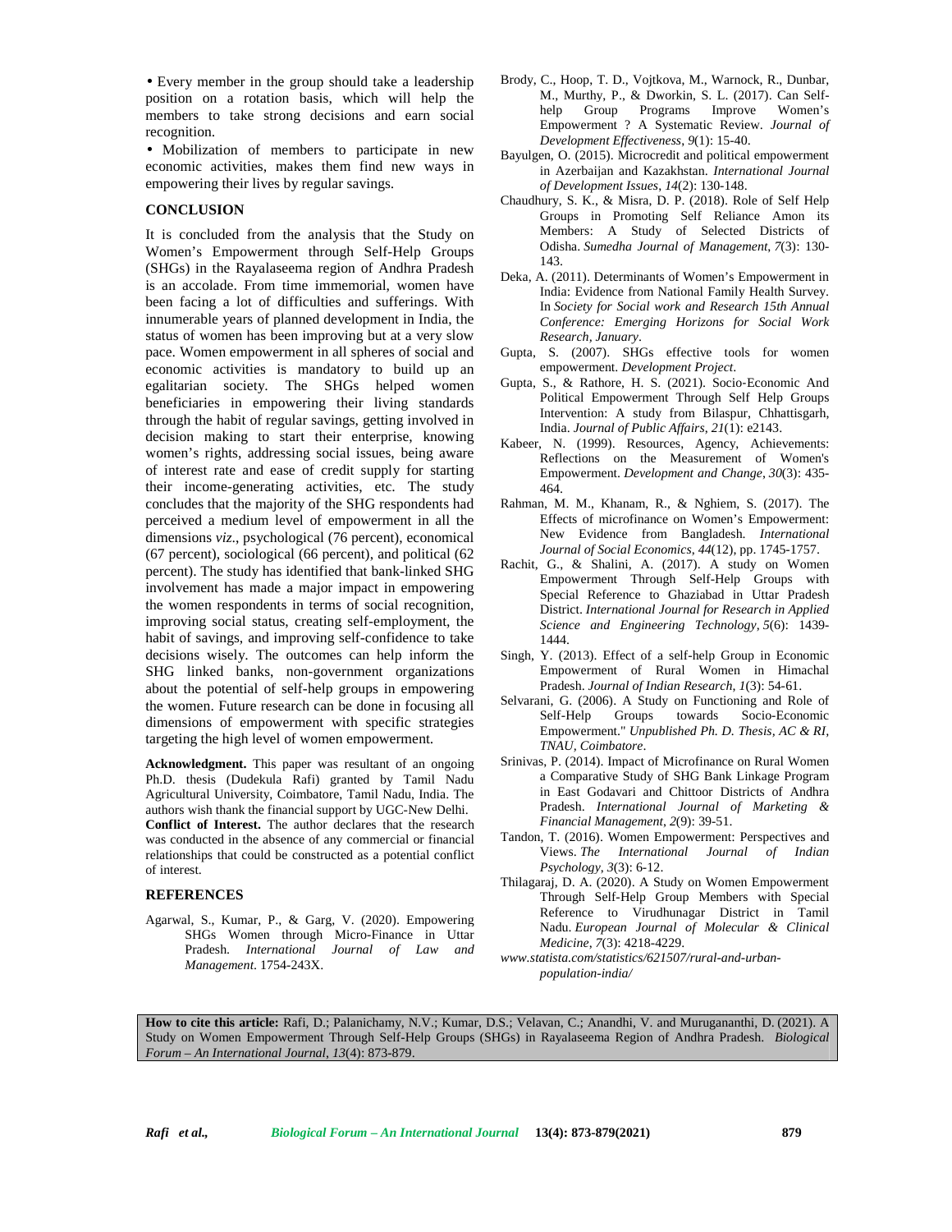- Every member in the group should take a leadership position on a rotation basis, which will help the members to take strong decisions and earn social recognition.
- Mobilization of members to participate in new economic activities, makes them find new ways in empowering their lives by regular savings.

## CONCLUSION

It is concluded from the analysis that the Study on Women's Empowerment through Self-Help Groups (SHGs) in the Rayalaseema region of Andhra Pradesh is an accolade. From time immemorial, women have been facing a lot of difficulties and sufferings. With innumerable years of planned development in India, the status of women has been improving but at a very slow pace. Women empowerment in all spheres of social and economic activities is mandatory to build up an egalitarian society. The SHGs helped women beneficiaries in empowering their living standards through the habit of regular savings, getting involved in decision making to start their enterprise, knowing women's rights, addressing social issues, being aware of interest rate and ease of credit supply for starting their income-generating activities, etc. The study concludes that the majority of the SHG respondents had perceived a medium level of empowerment in all the dimensions *viz*., psychological (76 percent), economical (67 percent), sociological (66 percent), and political (62 percent). The study has identified that bank-linked SHG involvement has made a major impact in empowering the women respondents in terms of social recognition, improving social status, creating self-employment, the habit of savings, and improving self-confidence to take decisions wisely. The outcomes can help inform the SHG linked banks, non-government organizations about the potential of self-help groups in empowering the women. Future research can be done in focusing all dimensions of empowerment with specific strategies targeting the high level of women empowerment.

**Acknowledgment.** This paper was resultant of an ongoing Ph.D. thesis (Dudekula Rafi) granted by Tamil Nadu Agricultural University, Coimbatore, Tamil Nadu, India. The authors wish thank the financial support by UGC-New Delhi.

**Conflict of Interest.** The author declares that the research was conducted in the absence of any commercial or financial relationships that could be constructed as a potential conflict of interest.

## REFERENCES

Agarwal, S., Kumar, P., & Garg, V. (2020). Empowering SHGs Women through Micro-Finance in Uttar Pradesh. *International Journal of Law and Management*. 1754-243X.

Brody, C., Hoop, T. D., Vojtkova, M., Warnock, R., Dunbar, M., Murthy, P., & Dworkin, S. L. (2017). Can Self-help Group Programs Improve Women's Empowerment ? A Systematic Review. *Journal of Development Effectiveness*, *9*(1): 15-40.

Bayulgen, O. (2015). Microcredit and political empowerment in Azerbaijan and Kazakhstan. *International Journal of Development Issues*, *14*(2): 130-148.

Chaudhury, S. K., & Misra, D. P. (2018). Role of Self Help Groups in Promoting Self Reliance Amon its Members: A Study of Selected Districts of Odisha. *Sumedha Journal of Management*, *7*(3): 130-143.

Deka, A. (2011). Determinants of Women's Empowerment in India: Evidence from National Family Health Survey. In *Society for Social work and Research 15th Annual Conference: Emerging Horizons for Social Work Research, January*.

Gupta, S. (2007). SHGs effective tools for women empowerment. *Development Project*.

Gupta, S., & Rathore, H. S. (2021). Socio-Economic And Political Empowerment Through Self Help Groups Intervention: A study from Bilaspur, Chhattisgarh, India. *Journal of Public Affairs*, *21*(1): e2143.

Kabeer, N. (1999). Resources, Agency, Achievements: Reflections on the Measurement of Women's Empowerment. *Development and Change*, *30*(3): 435-464.

Rahman, M. M., Khanam, R., & Nghiem, S. (2017). The Effects of microfinance on Women's Empowerment: New Evidence from Bangladesh. *International Journal of Social Economics*, *44*(12), pp. 1745-1757.

Rachit, G., & Shalini, A. (2017). A study on Women Empowerment Through Self-Help Groups with Special Reference to Ghaziabad in Uttar Pradesh District. *International Journal for Research in Applied Science and Engineering Technology*, *5*(6): 1439-1444.

Singh, Y. (2013). Effect of a self-help Group in Economic Empowerment of Rural Women in Himachal Pradesh. *Journal of Indian Research*, *1*(3): 54-61.

Selvarani, G. (2006). A Study on Functioning and Role of Self-Help Groups towards Socio-Economic Empowerment." *Unpublished Ph. D. Thesis, AC & RI, TNAU, Coimbatore*.

Srinivas, P. (2014). Impact of Microfinance on Rural Women a Comparative Study of SHG Bank Linkage Program in East Godavari and Chittoor Districts of Andhra Pradesh. *International Journal of Marketing & Financial Management*, *2*(9): 39-51.

Tandon, T. (2016). Women Empowerment: Perspectives and Views. *The International Journal of Indian Psychology*, *3*(3): 6-12.

Thilagaraj, D. A. (2020). A Study on Women Empowerment Through Self-Help Group Members with Special Reference to Virudhunagar District in Tamil Nadu. *European Journal of Molecular & Clinical Medicine*, *7*(3): 4218-4229.

*www.statista.com/statistics/621507/rural-and-urban-population-india/*

**How to cite this article:** Rafi, D.; Palanichamy, N.V.; Kumar, D.S.; Velavan, C.; Anandhi, V. and Murugananthi, D. (2021). A Study on Women Empowerment Through Self-Help Groups (SHGs) in Rayalaseema Region of Andhra Pradesh. *Biological Forum – An International Journal*, *13*(4): 873-879.